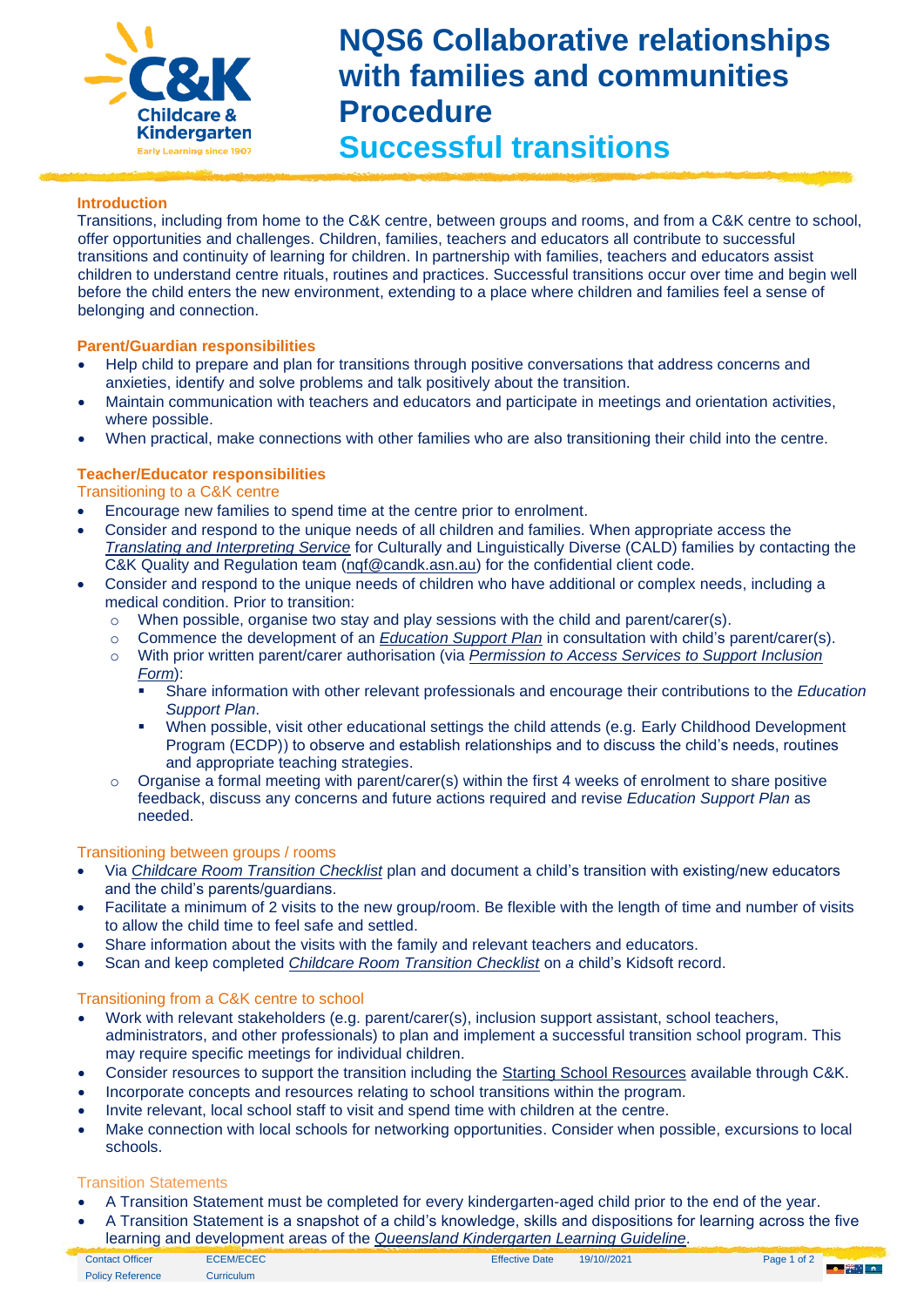# NQS6 Collaborative relationships with families and communities Procedure

## Successful transitions

### Introduction

Transitions, including from home to the C&K centre, between groups and rooms, and from a C&K centre to school, offer opportunities and challenges. Children, families, teachers and educators all contribute to successful transitions and continuity of learning for children. In partnership with families, teachers and educators assist children to understand centre rituals, routines and practices. Successful transitions occur over time and begin well before the child enters the new environment, extending to a place where children and families feel a sense of belonging and connection.

### Parent/Guardian responsibilities

- Help child to prepare and plan for transitions through positive conversations that address concerns and anxieties, identify and solve problems and talk positively about the transition.
- Maintain communication with teachers and educators and participate in meetings and orientation activities, where possible.
- When practical, make connections with other families who are also transitioning their child into the centre.

### Teacher/Educator responsibilities

#### Transitioning to a C&K centre

- Encourage new families to spend time at the centre prior to enrolment.
- Consider and respond to the unique needs of all children and families. When appropriate access the *Translating and Interpreting Service* for Culturally and Linguistically Diverse (CALD) families by contacting the C&K Quality and Regulation team (nqf@candk.asn.au) for the confidential client code.
- Consider and respond to the unique needs of children who have additional or complex needs, including a medical condition. Prior to transition:
  - When possible, organise two stay and play sessions with the child and parent/carer(s).
  - Commence the development of an *Education Support Plan* in consultation with child's parent/carer(s).
  - With prior written parent/carer authorisation (via *Permission to Access Services to Support Inclusion Form*):
    - Share information with other relevant professionals and encourage their contributions to the *Education Support Plan*.
    - When possible, visit other educational settings the child attends (e.g. Early Childhood Development Program (ECDP)) to observe and establish relationships and to discuss the child's needs, routines and appropriate teaching strategies.
  - Organise a formal meeting with parent/carer(s) within the first 4 weeks of enrolment to share positive feedback, discuss any concerns and future actions required and revise *Education Support Plan* as needed.

#### Transitioning between groups / rooms

- Via *Childcare Room Transition Checklist* plan and document a child's transition with existing/new educators and the child's parents/guardians.
- Facilitate a minimum of 2 visits to the new group/room. Be flexible with the length of time and number of visits to allow the child time to feel safe and settled.
- Share information about the visits with the family and relevant teachers and educators.
- Scan and keep completed *Childcare Room Transition Checklist* on *a* child's Kidsoft record.

#### Transitioning from a C&K centre to school

- Work with relevant stakeholders (e.g. parent/carer(s), inclusion support assistant, school teachers, administrators, and other professionals) to plan and implement a successful transition school program. This may require specific meetings for individual children.
- Consider resources to support the transition including the Starting School Resources available through C&K.
- Incorporate concepts and resources relating to school transitions within the program.
- Invite relevant, local school staff to visit and spend time with children at the centre.
- Make connection with local schools for networking opportunities. Consider when possible, excursions to local schools.

#### Transition Statements

- A Transition Statement must be completed for every kindergarten-aged child prior to the end of the year.
- A Transition Statement is a snapshot of a child's knowledge, skills and dispositions for learning across the five learning and development areas of the *Queensland Kindergarten Learning Guideline*.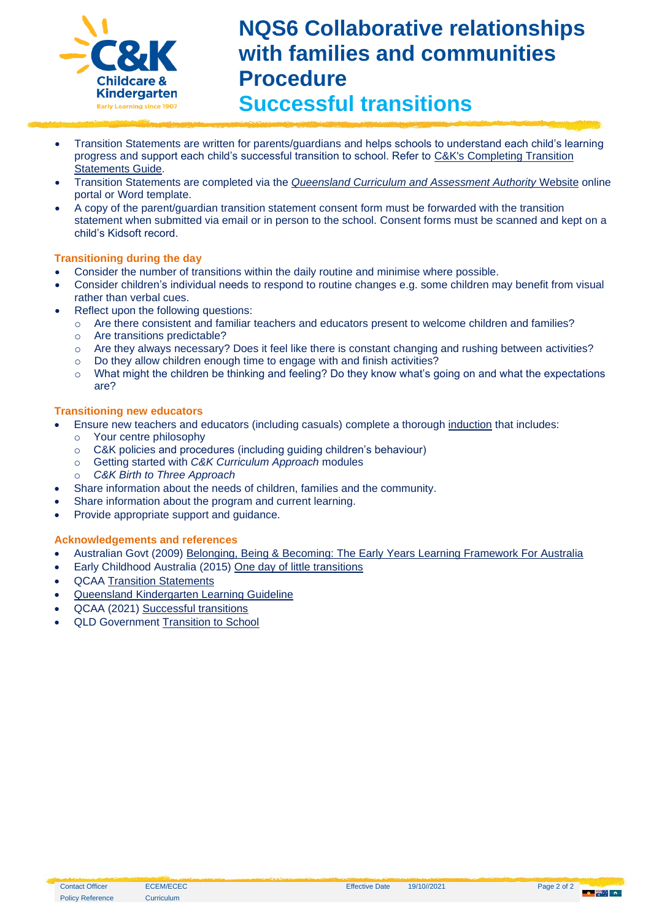# NQS6 Collaborative relationships with families and communities Procedure

## Successful transitions

- Transition Statements are written for parents/guardians and helps schools to understand each child's learning progress and support each child's successful transition to school. Refer to C&K's Completing Transition Statements Guide.
- Transition Statements are completed via the *Queensland Curriculum and Assessment Authority* Website online portal or Word template.
- A copy of the parent/guardian transition statement consent form must be forwarded with the transition statement when submitted via email or in person to the school. Consent forms must be scanned and kept on a child's Kidsoft record.

### Transitioning during the day

- Consider the number of transitions within the daily routine and minimise where possible.
- Consider children's individual needs to respond to routine changes e.g. some children may benefit from visual rather than verbal cues.
- Reflect upon the following questions:
  - Are there consistent and familiar teachers and educators present to welcome children and families?
  - Are transitions predictable?
  - Are they always necessary? Does it feel like there is constant changing and rushing between activities?
  - Do they allow children enough time to engage with and finish activities?
  - What might the children be thinking and feeling? Do they know what's going on and what the expectations are?

### Transitioning new educators

- Ensure new teachers and educators (including casuals) complete a thorough induction that includes:
  - Your centre philosophy
  - C&K policies and procedures (including guiding children's behaviour)
  - Getting started with *C&K Curriculum Approach* modules
  - *C&K Birth to Three Approach*
- Share information about the needs of children, families and the community.
- Share information about the program and current learning.
- Provide appropriate support and guidance.

### Acknowledgements and references

- Australian Govt (2009) Belonging, Being & Becoming: The Early Years Learning Framework For Australia
- Early Childhood Australia (2015) One day of little transitions
- QCAA Transition Statements
- Queensland Kindergarten Learning Guideline
- QCAA (2021) Successful transitions
- QLD Government Transition to School